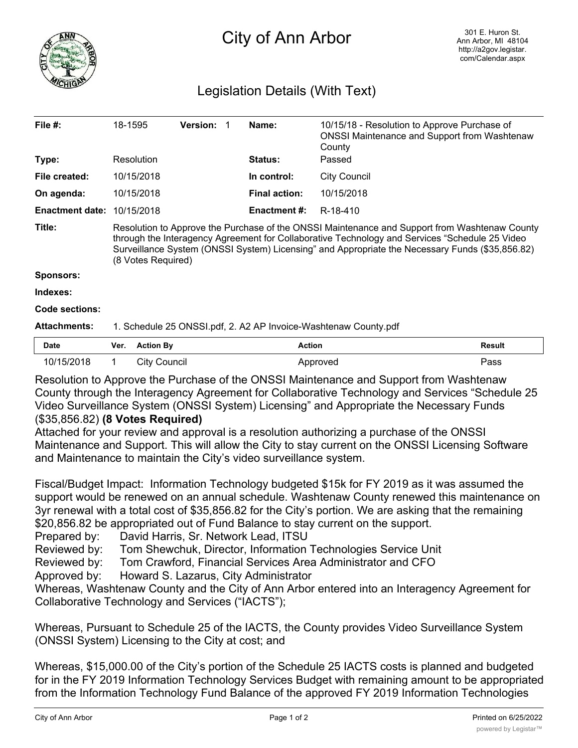# City of Ann Arbor

301 E. Huron St.
Ann Arbor, MI 48104
http://a2gov.legistar.com/Calendar.aspx

## Legislation Details (With Text)

| | | | |
|---|---|---|---|
| **File #:** | 18-1595 **Version:** 1 | **Name:** | 10/15/18 - Resolution to Approve Purchase of ONSSI Maintenance and Support from Washtenaw County |
| **Type:** | Resolution | **Status:** | Passed |
| **File created:** | 10/15/2018 | **In control:** | City Council |
| **On agenda:** | 10/15/2018 | **Final action:** | 10/15/2018 |
| **Enactment date:** | 10/15/2018 | **Enactment #:** | R-18-410 |

**Title:** Resolution to Approve the Purchase of the ONSSI Maintenance and Support from Washtenaw County through the Interagency Agreement for Collaborative Technology and Services "Schedule 25 Video Surveillance System (ONSSI System) Licensing" and Appropriate the Necessary Funds ($35,856.82) (8 Votes Required)

**Sponsors:**

**Indexes:**

**Code sections:**

**Attachments:** 1. Schedule 25 ONSSI.pdf, 2. A2 AP Invoice-Washtenaw County.pdf

| Date | Ver. | Action By | Action | Result |
|---|---|---|---|---|
| 10/15/2018 | 1 | City Council | Approved | Pass |

Resolution to Approve the Purchase of the ONSSI Maintenance and Support from Washtenaw County through the Interagency Agreement for Collaborative Technology and Services "Schedule 25 Video Surveillance System (ONSSI System) Licensing" and Appropriate the Necessary Funds ($35,856.82) **(8 Votes Required)**

Attached for your review and approval is a resolution authorizing a purchase of the ONSSI Maintenance and Support. This will allow the City to stay current on the ONSSI Licensing Software and Maintenance to maintain the City's video surveillance system.

Fiscal/Budget Impact: Information Technology budgeted $15k for FY 2019 as it was assumed the support would be renewed on an annual schedule. Washtenaw County renewed this maintenance on 3yr renewal with a total cost of $35,856.82 for the City's portion. We are asking that the remaining $20,856.82 be appropriated out of Fund Balance to stay current on the support.

Prepared by: David Harris, Sr. Network Lead, ITSU
Reviewed by: Tom Shewchuk, Director, Information Technologies Service Unit
Reviewed by: Tom Crawford, Financial Services Area Administrator and CFO
Approved by: Howard S. Lazarus, City Administrator

Whereas, Washtenaw County and the City of Ann Arbor entered into an Interagency Agreement for Collaborative Technology and Services ("IACTS");

Whereas, Pursuant to Schedule 25 of the IACTS, the County provides Video Surveillance System (ONSSI System) Licensing to the City at cost; and

Whereas, $15,000.00 of the City's portion of the Schedule 25 IACTS costs is planned and budgeted for in the FY 2019 Information Technology Services Budget with remaining amount to be appropriated from the Information Technology Fund Balance of the approved FY 2019 Information Technologies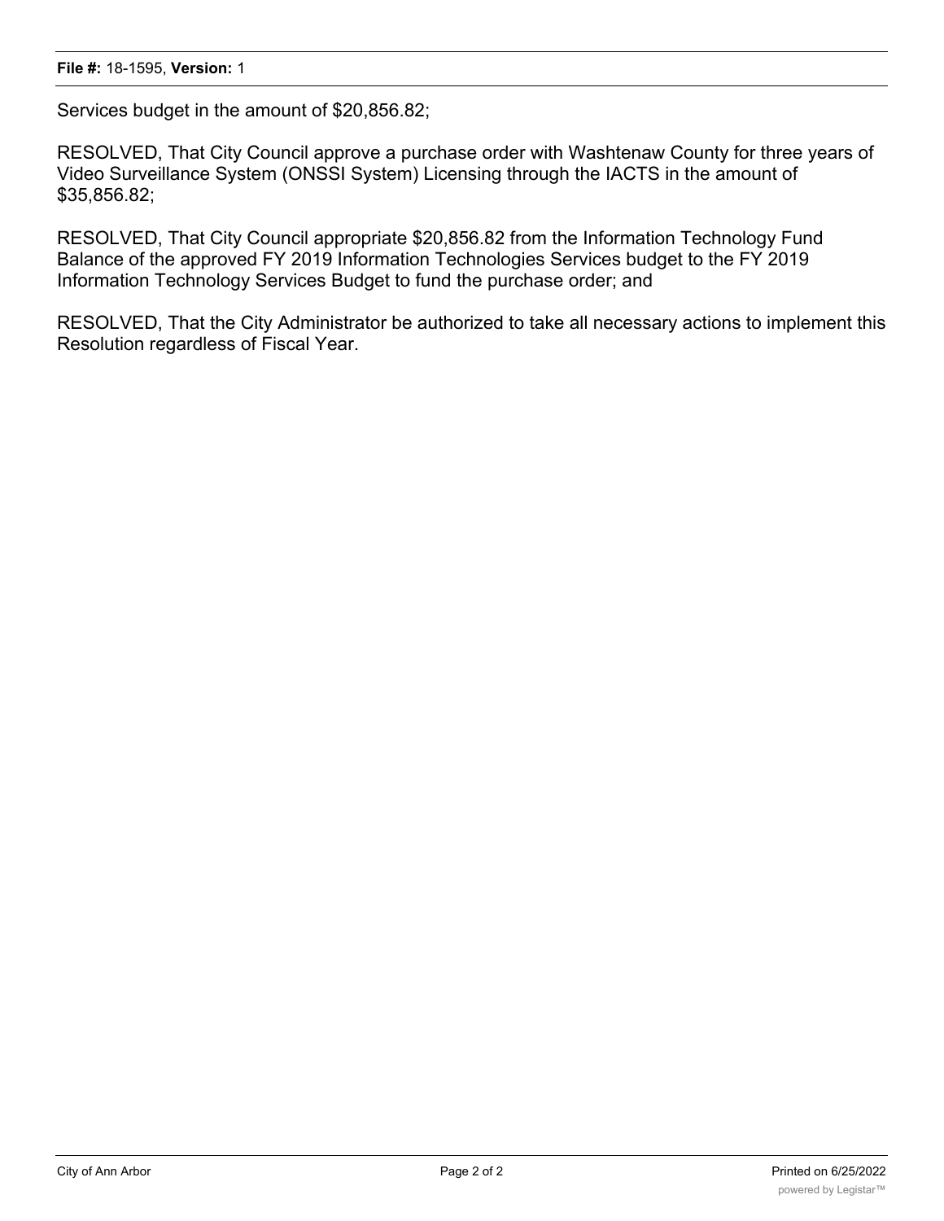Services budget in the amount of $20,856.82;

RESOLVED, That City Council approve a purchase order with Washtenaw County for three years of Video Surveillance System (ONSSI System) Licensing through the IACTS in the amount of $35,856.82;

RESOLVED, That City Council appropriate $20,856.82 from the Information Technology Fund Balance of the approved FY 2019 Information Technologies Services budget to the FY 2019 Information Technology Services Budget to fund the purchase order; and

RESOLVED, That the City Administrator be authorized to take all necessary actions to implement this Resolution regardless of Fiscal Year.